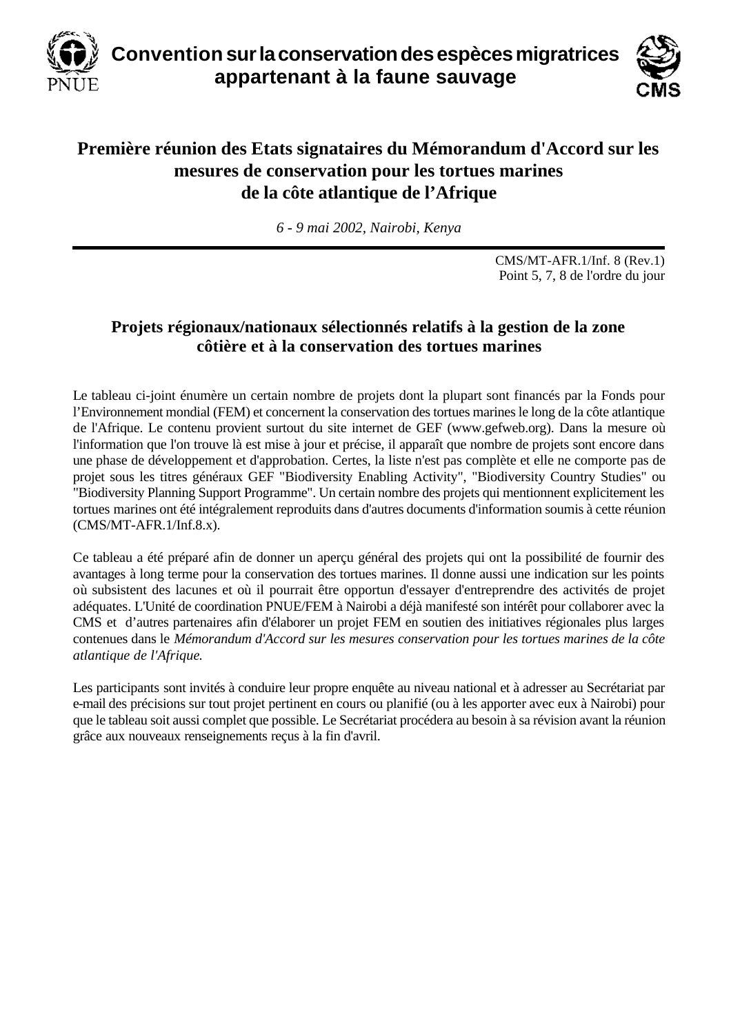# Convention sur la conservation des espèces migratrices appartenant à la faune sauvage

## Première réunion des Etats signataires du Mémorandum d'Accord sur les mesures de conservation pour les tortues marines de la côte atlantique de l'Afrique

*6 - 9 mai 2002, Nairobi, Kenya*

CMS/MT-AFR.1/Inf. 8 (Rev.1)
Point 5, 7, 8 de l'ordre du jour

### Projets régionaux/nationaux sélectionnés relatifs à la gestion de la zone côtière et à la conservation des tortues marines

Le tableau ci-joint énumère un certain nombre de projets dont la plupart sont financés par la Fonds pour l'Environnement mondial (FEM) et concernent la conservation des tortues marines le long de la côte atlantique de l'Afrique. Le contenu provient surtout du site internet de GEF (www.gefweb.org). Dans la mesure où l'information que l'on trouve là est mise à jour et précise, il apparaît que nombre de projets sont encore dans une phase de développement et d'approbation. Certes, la liste n'est pas complète et elle ne comporte pas de projet sous les titres généraux GEF "Biodiversity Enabling Activity", "Biodiversity Country Studies" ou "Biodiversity Planning Support Programme". Un certain nombre des projets qui mentionnent explicitement les tortues marines ont été intégralement reproduits dans d'autres documents d'information soumis à cette réunion (CMS/MT-AFR.1/Inf.8.x).

Ce tableau a été préparé afin de donner un aperçu général des projets qui ont la possibilité de fournir des avantages à long terme pour la conservation des tortues marines. Il donne aussi une indication sur les points où subsistent des lacunes et où il pourrait être opportun d'essayer d'entreprendre des activités de projet adéquates. L'Unité de coordination PNUE/FEM à Nairobi a déjà manifesté son intérêt pour collaborer avec la CMS et d'autres partenaires afin d'élaborer un projet FEM en soutien des initiatives régionales plus larges contenues dans le *Mémorandum d'Accord sur les mesures conservation pour les tortues marines de la côte atlantique de l'Afrique.*

Les participants sont invités à conduire leur propre enquête au niveau national et à adresser au Secrétariat par e-mail des précisions sur tout projet pertinent en cours ou planifié (ou à les apporter avec eux à Nairobi) pour que le tableau soit aussi complet que possible. Le Secrétariat procédera au besoin à sa révision avant la réunion grâce aux nouveaux renseignements reçus à la fin d'avril.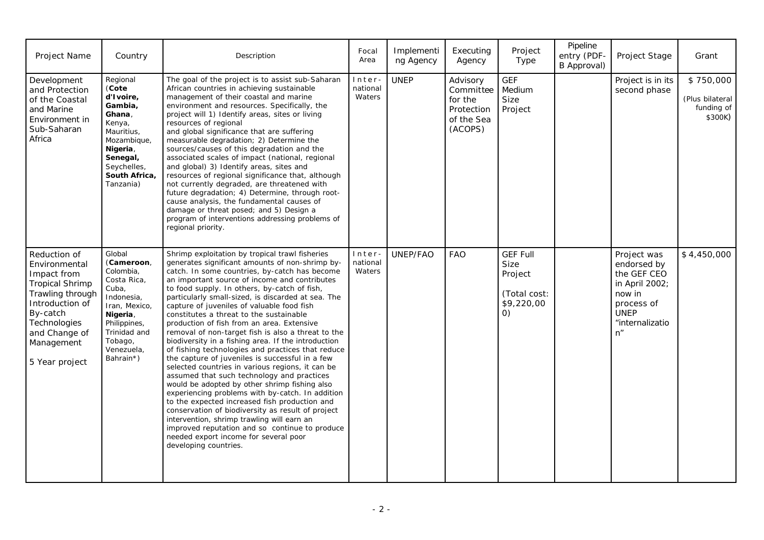| Project Name | Country | Description | Focal Area | Implementing Agency | Executing Agency | Project Type | Pipeline entry (PDF-B Approval) | Project Stage | Grant |
|---|---|---|---|---|---|---|---|---|---|
| Development and Protection of the Coastal and Marine Environment in Sub-Saharan Africa | Regional (**Cote d'Ivoire, Gambia, Ghana**, Kenya, Mauritius, Mozambique, **Nigeria**, **Senegal,** Seychelles, **South Africa,** Tanzania) | The goal of the project is to assist sub-Saharan African countries in achieving sustainable management of their coastal and marine environment and resources. Specifically, the project will 1) Identify areas, sites or living resources of regional and global significance that are suffering measurable degradation; 2) Determine the sources/causes of this degradation and the associated scales of impact (national, regional and global) 3) Identify areas, sites and resources of regional significance that, although not currently degraded, are threatened with future degradation; 4) Determine, through root-cause analysis, the fundamental causes of damage or threat posed; and 5) Design a program of interventions addressing problems of regional priority. | International Waters | UNEP | Advisory Committee for the Protection of the Sea (ACOPS) | GEF Medium Size Project | | Project is in its second phase | $ 750,000 (Plus bilateral funding of $300K) |
| Reduction of Environmental Impact from Tropical Shrimp Trawling through Introduction of By-catch Technologies and Change of Management<br><br>5 Year project | Global (**Cameroon**, Colombia, Costa Rica, Cuba, Indonesia, Iran, Mexico, **Nigeria**, Philippines, Trinidad and Tobago, Venezuela, Bahrain*) | Shrimp exploitation by tropical trawl fisheries generates significant amounts of non-shrimp by-catch. In some countries, by-catch has become an important source of income and contributes to food supply. In others, by-catch of fish, particularly small-sized, is discarded at sea. The capture of juveniles of valuable food fish constitutes a threat to the sustainable production of fish from an area. Extensive removal of non-target fish is also a threat to the biodiversity in a fishing area. If the introduction of fishing technologies and practices that reduce the capture of juveniles is successful in a few selected countries in various regions, it can be assumed that such technology and practices would be adopted by other shrimp fishing also experiencing problems with by-catch. In addition to the expected increased fish production and conservation of biodiversity as result of project intervention, shrimp trawling will earn an improved reputation and so continue to produce needed export income for several poor developing countries. | International Waters | UNEP/FAO | FAO | GEF Full Size Project<br><br>(Total cost: $9,220,000) | | Project was endorsed by the GEF CEO in April 2002; now in process of UNEP "internalization" | $ 4,450,000 |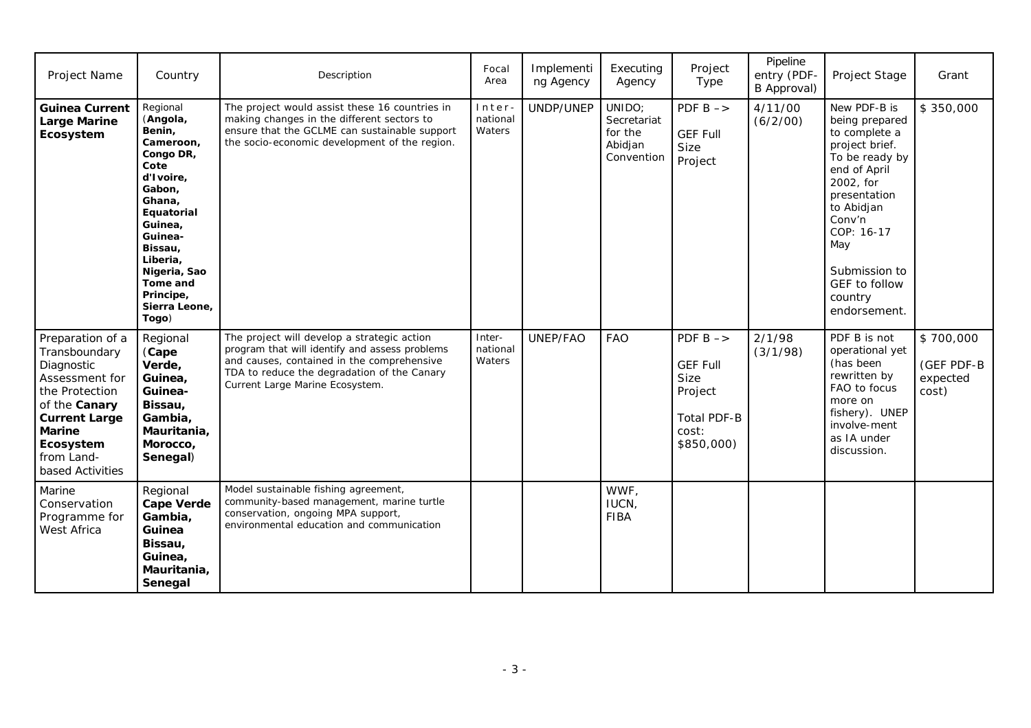| Project Name | Country | Description | Focal Area | Implementing Agency | Executing Agency | Project Type | Pipeline entry (PDF-B Approval) | Project Stage | Grant |
|---|---|---|---|---|---|---|---|---|---|
| **Guinea Current Large Marine Ecosystem** | Regional (**Angola, Benin, Cameroon, Congo DR, Cote d'Ivoire, Gabon, Ghana, Equatorial Guinea, Guinea-Bissau, Liberia, Nigeria, Sao Tome and Principe, Sierra Leone, Togo**) | The project would assist these 16 countries in making changes in the different sectors to ensure that the GCLME can sustainable support the socio-economic development of the region. | International Waters | UNDP/UNEP | UNIDO; Secretariat for the Abidjan Convention | PDF B –> GEF Full Size Project | 4/11/00 (6/2/00) | New PDF-B is being prepared to complete a project brief. To be ready by end of April 2002, for presentation to Abidjan Conv'n COP: 16-17 May<br><br>Submission to GEF to follow country endorsement. | $ 350,000 |
| Preparation of a Transboundary Diagnostic Assessment for the Protection of the **Canary Current Large Marine Ecosystem** from Land-based Activities | Regional (**Cape Verde, Guinea, Guinea-Bissau, Gambia, Mauritania, Morocco, Senegal**) | The project will develop a strategic action program that will identify and assess problems and causes, contained in the comprehensive TDA to reduce the degradation of the Canary Current Large Marine Ecosystem. | International Waters | UNEP/FAO | FAO | PDF B –> GEF Full Size Project<br><br>Total PDF-B cost: $850,000) | 2/1/98 (3/1/98) | PDF B is not operational yet (has been rewritten by FAO to focus more on fishery). UNEP involve-ment as IA under discussion. | $ 700,000 (GEF PDF-B expected cost) |
| Marine Conservation Programme for West Africa | Regional **Cape Verde Gambia, Guinea Bissau, Guinea, Mauritania, Senegal** | Model sustainable fishing agreement, community-based management, marine turtle conservation, ongoing MPA support, environmental education and communication | | | WWF, IUCN, FIBA | | | | |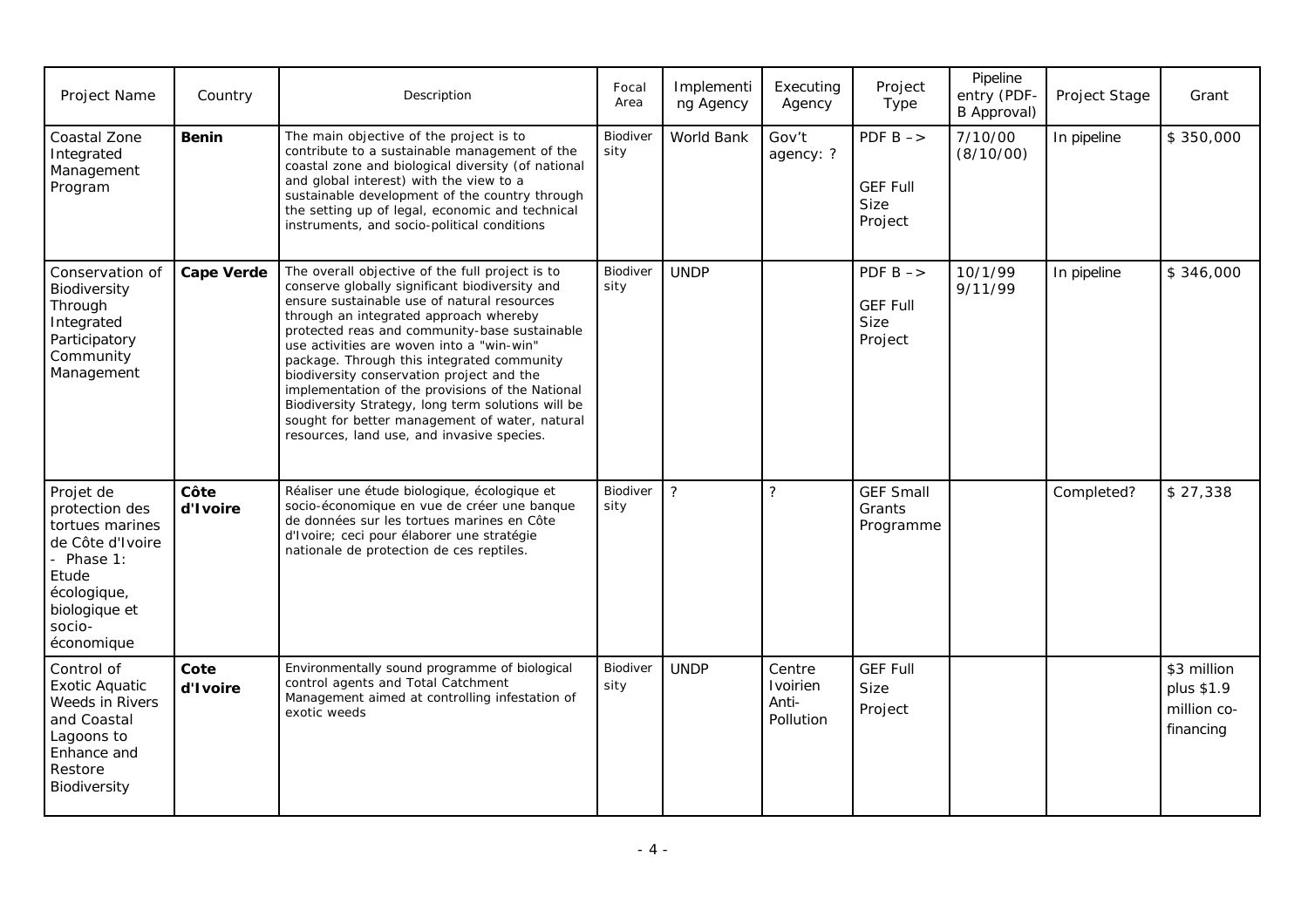| Project Name | Country | Description | Focal Area | Implementing Agency | Executing Agency | Project Type | Pipeline entry (PDF-B Approval) | Project Stage | Grant |
|---|---|---|---|---|---|---|---|---|---|
| Coastal Zone Integrated Management Program | **Benin** | The main objective of the project is to contribute to a sustainable management of the coastal zone and biological diversity (of national and global interest) with the view to a sustainable development of the country through the setting up of legal, economic and technical instruments, and socio-political conditions | Biodiversity | World Bank | Gov't agency: ? | PDF B –> GEF Full Size Project | 7/10/00 (8/10/00) | In pipeline | $ 350,000 |
| Conservation of Biodiversity Through Integrated Participatory Community Management | **Cape Verde** | The overall objective of the full project is to conserve globally significant biodiversity and ensure sustainable use of natural resources through an integrated approach whereby protected reas and community-base sustainable use activities are woven into a "win-win" package. Through this integrated community biodiversity conservation project and the implementation of the provisions of the National Biodiversity Strategy, long term solutions will be sought for better management of water, natural resources, land use, and invasive species. | Biodiversity | UNDP | | PDF B –> GEF Full Size Project | 10/1/99 9/11/99 | In pipeline | $ 346,000 |
| Projet de protection des tortues marines de Côte d'Ivoire - Phase 1: Etude écologique, biologique et socio-économique | **Côte d'Ivoire** | Réaliser une étude biologique, écologique et socio-économique en vue de créer une banque de données sur les tortues marines en Côte d'Ivoire; ceci pour élaborer une stratégie nationale de protection de ces reptiles. | Biodiversity | ? | ? | GEF Small Grants Programme | | Completed? | $ 27,338 |
| Control of Exotic Aquatic Weeds in Rivers and Coastal Lagoons to Enhance and Restore Biodiversity | **Cote d'Ivoire** | Environmentally sound programme of biological control agents and Total Catchment Management aimed at controlling infestation of exotic weeds | Biodiversity | UNDP | Centre Ivoirien Anti-Pollution | GEF Full Size Project | | | $3 million plus $1.9 million co-financing |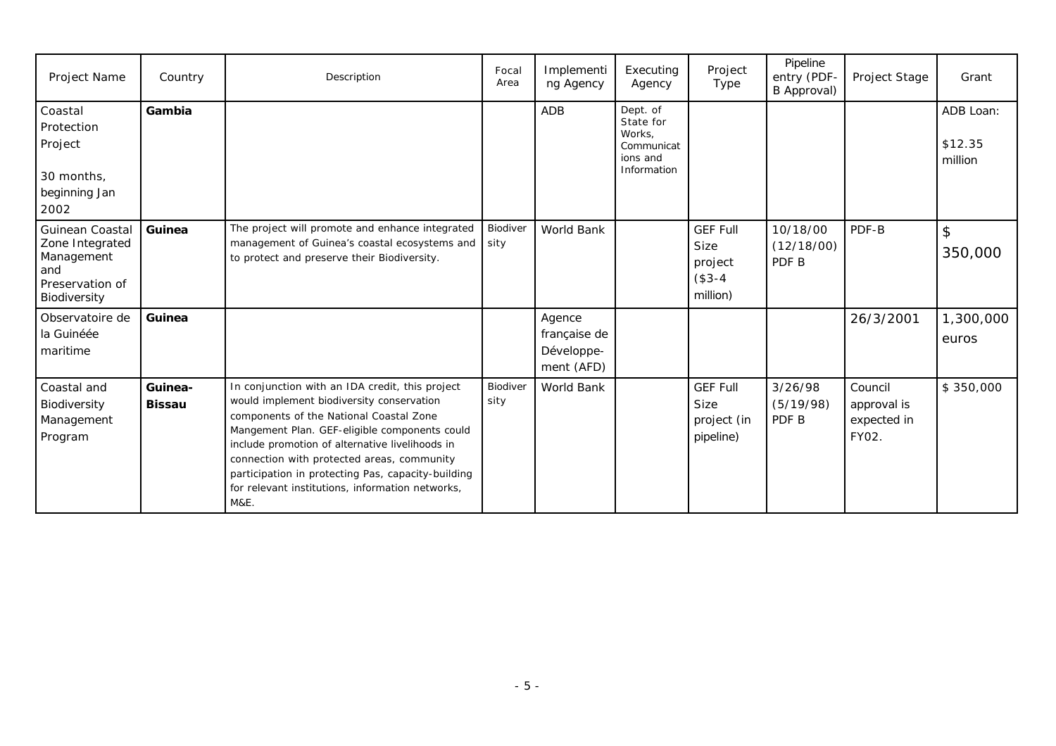| Project Name | Country | Description | Focal Area | Implementing Agency | Executing Agency | Project Type | Pipeline entry (PDF-B Approval) | Project Stage | Grant |
|---|---|---|---|---|---|---|---|---|---|
| Coastal Protection Project<br><br>30 months, beginning Jan 2002 | **Gambia** | | | ADB | Dept. of State for Works, Communications and Information | | | | ADB Loan:<br><br>$12.35 million |
| Guinean Coastal Zone Integrated Management and Preservation of Biodiversity | **Guinea** | The project will promote and enhance integrated management of Guinea's coastal ecosystems and to protect and preserve their Biodiversity. | Biodiversity | World Bank | | GEF Full Size project ($3-4 million) | 10/18/00 (12/18/00) PDF B | PDF-B | $ 350,000 |
| Observatoire de la Guinéée maritime | **Guinea** | | | Agence française de Développe-ment (AFD) | | | | 26/3/2001 | 1,300,000 euros |
| Coastal and Biodiversity Management Program | **Guinea-Bissau** | In conjunction with an IDA credit, this project would implement biodiversity conservation components of the National Coastal Zone Mangement Plan. GEF-eligible components could include promotion of alternative livelihoods in connection with protected areas, community participation in protecting Pas, capacity-building for relevant institutions, information networks, M&E. | Biodiversity | World Bank | | GEF Full Size project (in pipeline) | 3/26/98 (5/19/98) PDF B | Council approval is expected in FY02. | $ 350,000 |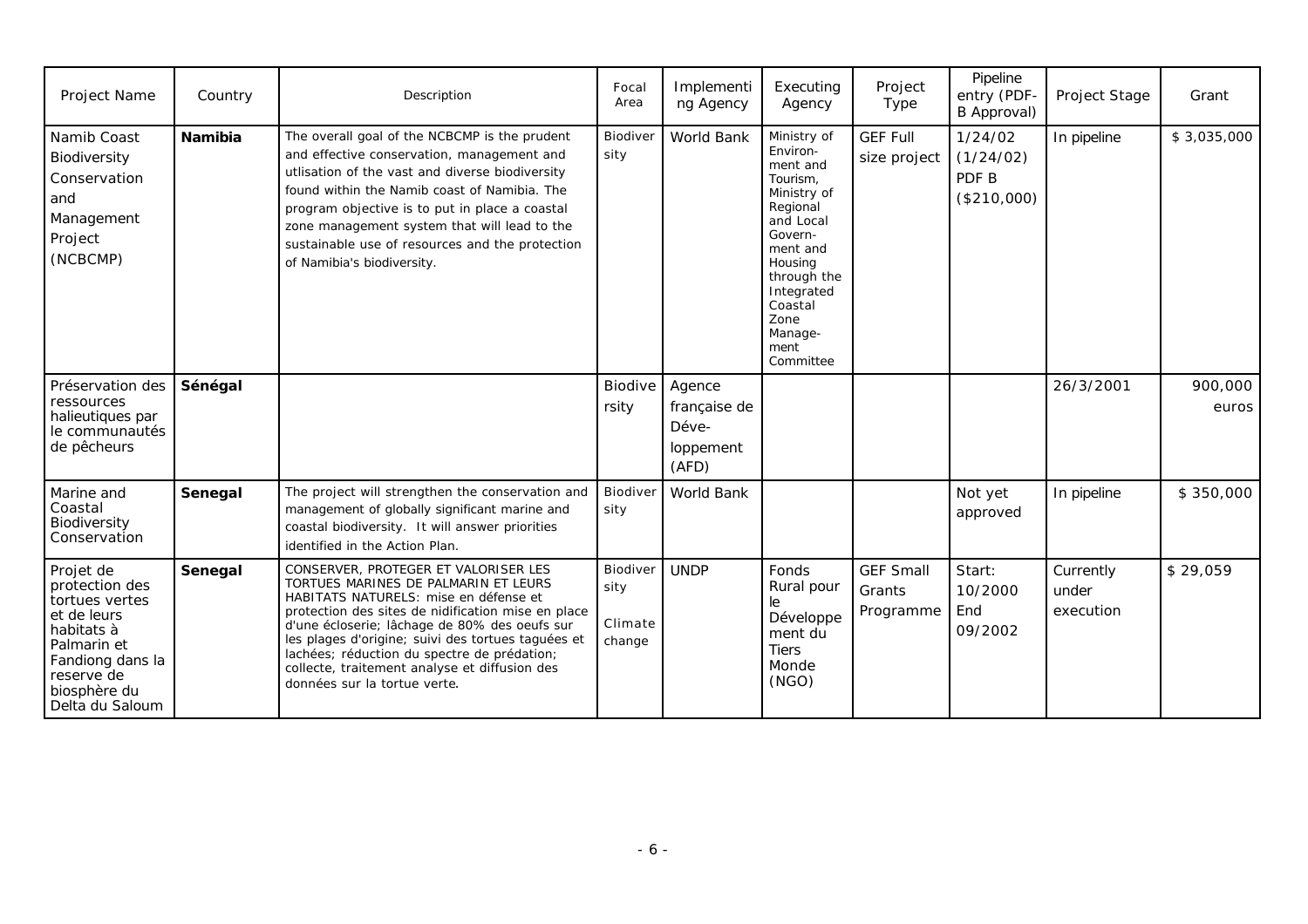| Project Name | Country | Description | Focal Area | Implementing Agency | Executing Agency | Project Type | Pipeline entry (PDF-B Approval) | Project Stage | Grant |
|---|---|---|---|---|---|---|---|---|---|
| Namib Coast Biodiversity Conservation and Management Project (NCBCMP) | **Namibia** | The overall goal of the NCBCMP is the prudent and effective conservation, management and utlisation of the vast and diverse biodiversity found within the Namib coast of Namibia. The program objective is to put in place a coastal zone management system that will lead to the sustainable use of resources and the protection of Namibia's biodiversity. | Biodiversity | World Bank | Ministry of Environment and Tourism, Ministry of Regional and Local Government and Housing through the Integrated Coastal Zone Management Committee | GEF Full size project | 1/24/02 (1/24/02) PDF B ($210,000) | In pipeline | $ 3,035,000 |
| Préservation des ressources halieutiques par le communautés de pêcheurs | **Sénégal** | | Biodiversity | Agence française de Développement (AFD) | | | | 26/3/2001 | 900,000 euros |
| Marine and Coastal Biodiversity Conservation | **Senegal** | The project will strengthen the conservation and management of globally significant marine and coastal biodiversity. It will answer priorities identified in the Action Plan. | Biodiversity | World Bank | | | Not yet approved | In pipeline | $ 350,000 |
| Projet de protection des tortues vertes et de leurs habitats à Palmarin et Fandiong dans la reserve de biosphère du Delta du Saloum | **Senegal** | CONSERVER, PROTEGER ET VALORISER LES TORTUES MARINES DE PALMARIN ET LEURS HABITATS NATURELS: mise en défense et protection des sites de nidification mise en place d'une écloserie; lâchage de 80% des oeufs sur les plages d'origine; suivi des tortues taguées et lachées; réduction du spectre de prédation; collecte, traitement analyse et diffusion des données sur la tortue verte. | Biodiversity Climate change | UNDP | Fonds Rural pour le Développement du Tiers Monde (NGO) | GEF Small Grants Programme | Start: 10/2000 End 09/2002 | Currently under execution | $ 29,059 |